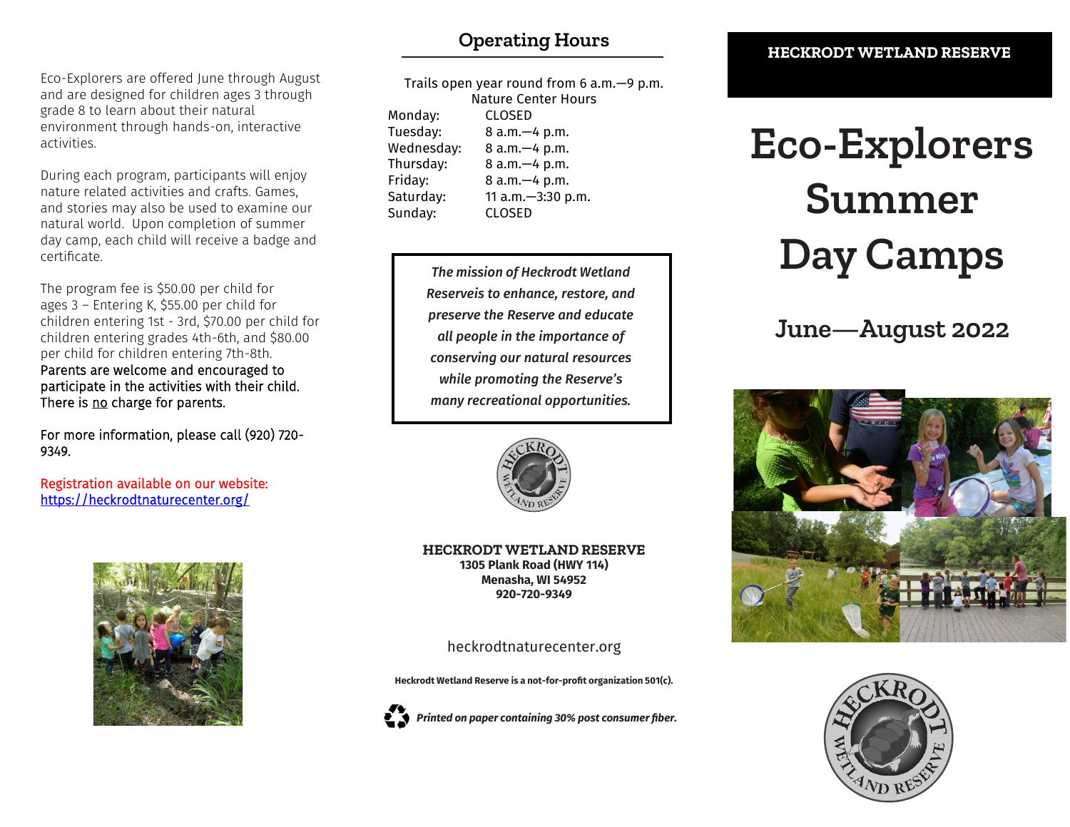Eco-Explorers are offered June through August and are designed for children ages 3 through grade 8 to learn about their natural environment through hands-on, interactive activities.

During each program, participants will enjoy nature related activities and crafts. Games, and stories may also be used to examine our natural world. Upon completion of summer day camp, each child will receive a badge and certificate.

The program fee is $50.00 per child for ages 3 – Entering K, $55.00 per child for children entering 1st - 3rd, $70.00 per child for children entering grades 4th-6th, and $80.00 per child for children entering 7th-8th. Parents are welcome and encouraged to participate in the activities with their child. There is no charge for parents.

For more information, please call (920) 720-9349.

Registration available on our website: https://heckrodtnaturecenter.org/

## Operating Hours

Trails open year round from 6 a.m.—9 p.m.

Nature Center Hours

| Day | Hours |
|---|---|
| Monday: | CLOSED |
| Tuesday: | 8 a.m.—4 p.m. |
| Wednesday: | 8 a.m.—4 p.m. |
| Thursday: | 8 a.m.—4 p.m. |
| Friday: | 8 a.m.—4 p.m. |
| Saturday: | 11 a.m.—3:30 p.m. |
| Sunday: | CLOSED |

*The mission of Heckrodt Wetland Reserveis to enhance, restore, and preserve the Reserve and educate all people in the importance of conserving our natural resources while promoting the Reserve's many recreational opportunities.*

**HECKRODT WETLAND RESERVE**
**1305 Plank Road (HWY 114)**
**Menasha, WI 54952**
**920-720-9349**

heckrodtnaturecenter.org

**Heckrodt Wetland Reserve is a not-for-profit organization 501(c).**

***Printed on paper containing 30% post consumer fiber.***

**HECKRODT WETLAND RESERVE**

# Eco-Explorers Summer Day Camps

## June—August 2022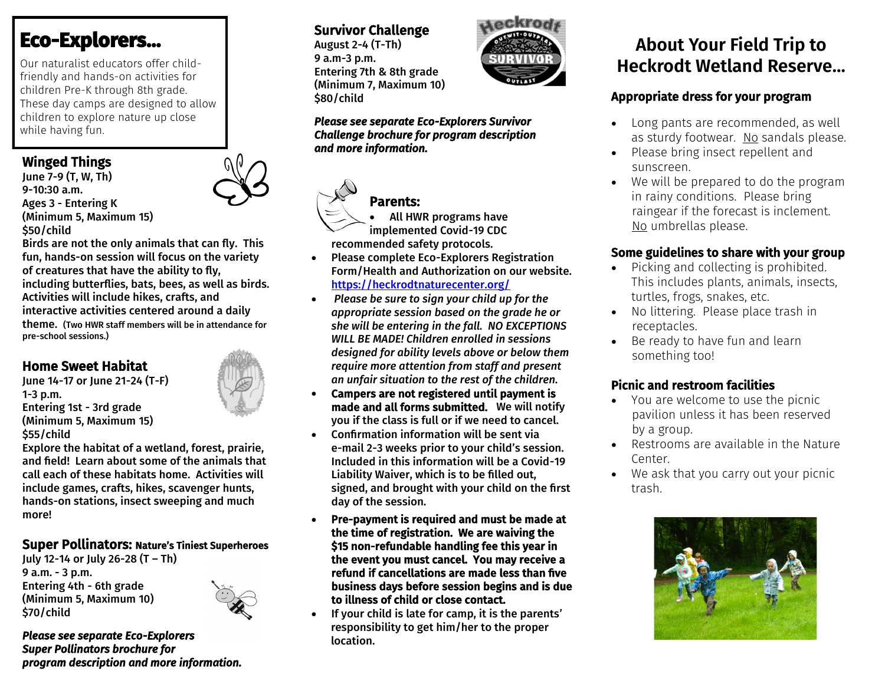# Eco-Explorers...

Our naturalist educators offer child-friendly and hands-on activities for children Pre-K through 8th grade. These day camps are designed to allow children to explore nature up close while having fun.

## Winged Things

**June 7-9 (T, W, Th)**
**9-10:30 a.m.**
**Ages 3 - Entering K**
**(Minimum 5, Maximum 15)**
**$50/child**

**Birds are not the only animals that can fly. This fun, hands-on session will focus on the variety of creatures that have the ability to fly, including butterflies, bats, bees, as well as birds. Activities will include hikes, crafts, and interactive activities centered around a daily theme.** **(Two HWR staff members will be in attendance for pre-school sessions.)**

## Home Sweet Habitat

**June 14-17 or June 21-24 (T-F)**
**1-3 p.m.**
**Entering 1st - 3rd grade**
**(Minimum 5, Maximum 15)**
**$55/child**

**Explore the habitat of a wetland, forest, prairie, and field! Learn about some of the animals that call each of these habitats home. Activities will include games, crafts, hikes, scavenger hunts, hands-on stations, insect sweeping and much more!**

## Super Pollinators: Nature's Tiniest Superheroes

**July 12-14 or July 26-28 (T – Th)**
**9 a.m. - 3 p.m.**
**Entering 4th - 6th grade**
**(Minimum 5, Maximum 10)**
**$70/child**

***Please see separate Eco-Explorers Super Pollinators brochure for program description and more information.***

## Survivor Challenge

**August 2-4 (T-Th)**
**9 a.m-3 p.m.**
**Entering 7th & 8th grade**
**(Minimum 7, Maximum 10)**
**$80/child**

***Please see separate Eco-Explorers Survivor Challenge brochure for program description and more information.***

## Parents:

- **All HWR programs have implemented Covid-19 CDC recommended safety protocols.**
- **Please complete Eco-Explorers Registration Form/Health and Authorization on our website. https://heckrodtnaturecenter.org/**
- ***Please be sure to sign your child up for the appropriate session based on the grade he or she will be entering in the fall. NO EXCEPTIONS WILL BE MADE! Children enrolled in sessions designed for ability levels above or below them require more attention from staff and present an unfair situation to the rest of the children.***
- **Campers are not registered until payment is made and all forms submitted. We will notify you if the class is full or if we need to cancel.**
- **Confirmation information will be sent via e-mail 2-3 weeks prior to your child's session. Included in this information will be a Covid-19 Liability Waiver, which is to be filled out, signed, and brought with your child on the first day of the session.**
- **Pre-payment is required and must be made at the time of registration. We are waiving the $15 non-refundable handling fee this year in the event you must cancel. You may receive a refund if cancellations are made less than five business days before session begins and is due to illness of child or close contact.**
- **If your child is late for camp, it is the parents' responsibility to get him/her to the proper location.**

# About Your Field Trip to Heckrodt Wetland Reserve...

### Appropriate dress for your program

- Long pants are recommended, as well as sturdy footwear. No sandals please.
- Please bring insect repellent and sunscreen.
- We will be prepared to do the program in rainy conditions. Please bring raingear if the forecast is inclement. No umbrellas please.

### Some guidelines to share with your group

- Picking and collecting is prohibited. This includes plants, animals, insects, turtles, frogs, snakes, etc.
- No littering. Please place trash in receptacles.
- Be ready to have fun and learn something too!

### Picnic and restroom facilities

- You are welcome to use the picnic pavilion unless it has been reserved by a group.
- Restrooms are available in the Nature Center.
- We ask that you carry out your picnic trash.